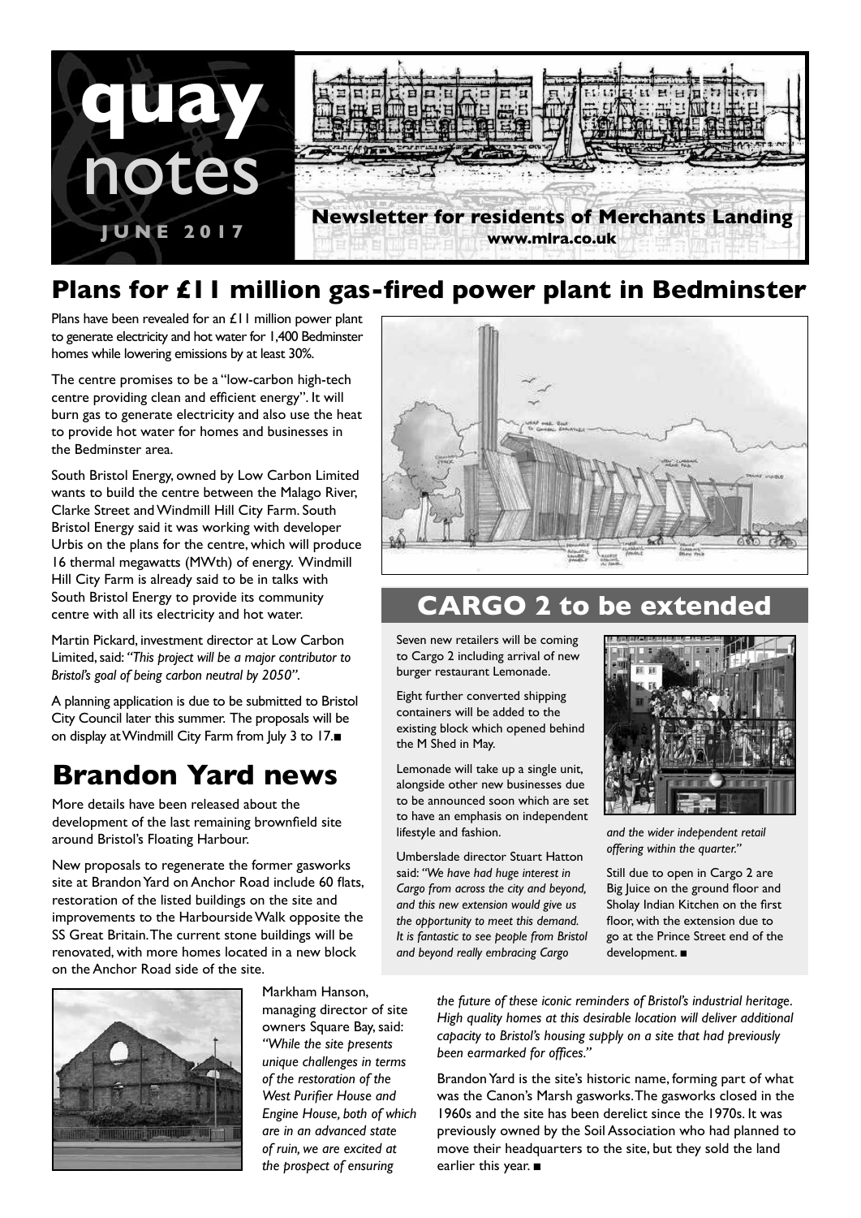# quay notes

**JUNE 2017**

**Newsletter for residents of Merchants Landing**
**www.mlra.co.uk**

## Plans for £11 million gas-fired power plant in Bedminster

Plans have been revealed for an £11 million power plant to generate electricity and hot water for 1,400 Bedminster homes while lowering emissions by at least 30%.

The centre promises to be a "low-carbon high-tech centre providing clean and efficient energy". It will burn gas to generate electricity and also use the heat to provide hot water for homes and businesses in the Bedminster area.

South Bristol Energy, owned by Low Carbon Limited wants to build the centre between the Malago River, Clarke Street and Windmill Hill City Farm. South Bristol Energy said it was working with developer Urbis on the plans for the centre, which will produce 16 thermal megawatts (MWth) of energy. Windmill Hill City Farm is already said to be in talks with South Bristol Energy to provide its community centre with all its electricity and hot water.

Martin Pickard, investment director at Low Carbon Limited, said: *"This project will be a major contributor to Bristol's goal of being carbon neutral by 2050".*

A planning application is due to be submitted to Bristol City Council later this summer. The proposals will be on display at Windmill City Farm from July 3 to 17.■

## CARGO 2 to be extended

Seven new retailers will be coming to Cargo 2 including arrival of new burger restaurant Lemonade.

Eight further converted shipping containers will be added to the existing block which opened behind the M Shed in May.

Lemonade will take up a single unit, alongside other new businesses due to be announced soon which are set to have an emphasis on independent lifestyle and fashion.

Umberslade director Stuart Hatton said: *"We have had huge interest in Cargo from across the city and beyond, and this new extension would give us the opportunity to meet this demand. It is fantastic to see people from Bristol and beyond really embracing Cargo and the wider independent retail offering within the quarter."*

Still due to open in Cargo 2 are Big Juice on the ground floor and Sholay Indian Kitchen on the first floor, with the extension due to go at the Prince Street end of the development. ■

## Brandon Yard news

More details have been released about the development of the last remaining brownfield site around Bristol's Floating Harbour.

New proposals to regenerate the former gasworks site at Brandon Yard on Anchor Road include 60 flats, restoration of the listed buildings on the site and improvements to the Harbourside Walk opposite the SS Great Britain. The current stone buildings will be renovated, with more homes located in a new block on the Anchor Road side of the site.

Markham Hanson, managing director of site owners Square Bay, said: *"While the site presents unique challenges in terms of the restoration of the West Purifier House and Engine House, both of which are in an advanced state of ruin, we are excited at the prospect of ensuring the future of these iconic reminders of Bristol's industrial heritage. High quality homes at this desirable location will deliver additional capacity to Bristol's housing supply on a site that had previously been earmarked for offices."*

Brandon Yard is the site's historic name, forming part of what was the Canon's Marsh gasworks. The gasworks closed in the 1960s and the site has been derelict since the 1970s. It was previously owned by the Soil Association who had planned to move their headquarters to the site, but they sold the land earlier this year. ■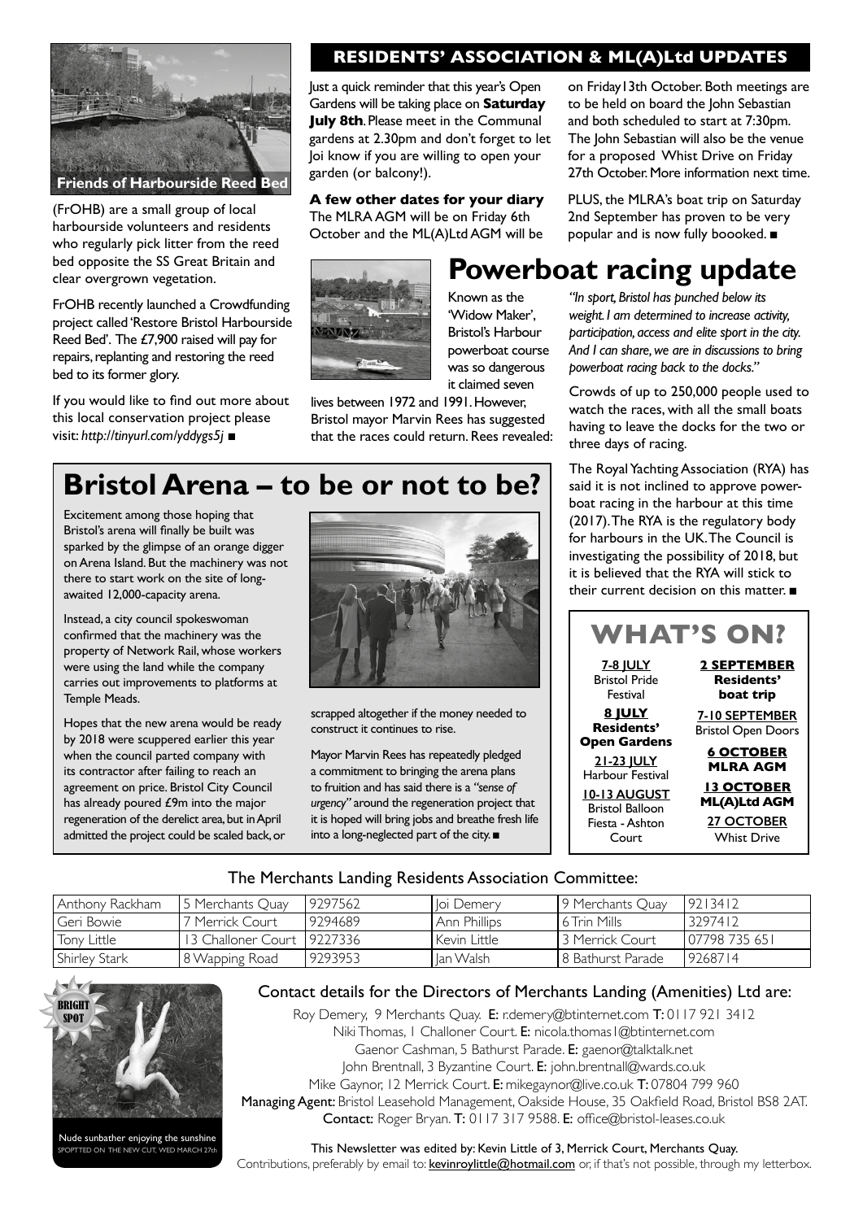Friends of Harbourside Reed Bed

(FrOHB) are a small group of local harbourside volunteers and residents who regularly pick litter from the reed bed opposite the SS Great Britain and clear overgrown vegetation.

FrOHB recently launched a Crowdfunding project called 'Restore Bristol Harbourside Reed Bed'. The £7,900 raised will pay for repairs, replanting and restoring the reed bed to its former glory.

If you would like to find out more about this local conservation project please visit: *http://tinyurl.com/yddygs5j* ■

## RESIDENTS' ASSOCIATION & ML(A)Ltd UPDATES

Just a quick reminder that this year's Open Gardens will be taking place on **Saturday July 8th**. Please meet in the Communal gardens at 2.30pm and don't forget to let Joi know if you are willing to open your garden (or balcony!).

**A few other dates for your diary**
The MLRA AGM will be on Friday 6th October and the ML(A)Ltd AGM will be on Friday13th October. Both meetings are to be held on board the John Sebastian and both scheduled to start at 7:30pm. The John Sebastian will also be the venue for a proposed Whist Drive on Friday 27th October. More information next time.

PLUS, the MLRA's boat trip on Saturday 2nd September has proven to be very popular and is now fully boooked. ■

# Powerboat racing update

Known as the 'Widow Maker', Bristol's Harbour powerboat course was so dangerous it claimed seven lives between 1972 and 1991. However, Bristol mayor Marvin Rees has suggested that the races could return. Rees revealed:

*"In sport, Bristol has punched below its weight. I am determined to increase activity, participation, access and elite sport in the city. And I can share, we are in discussions to bring powerboat racing back to the docks."*

Crowds of up to 250,000 people used to watch the races, with all the small boats having to leave the docks for the two or three days of racing.

The Royal Yachting Association (RYA) has said it is not inclined to approve powerboat racing in the harbour at this time (2017). The RYA is the regulatory body for harbours in the UK. The Council is investigating the possibility of 2018, but it is believed that the RYA will stick to their current decision on this matter. ■

# Bristol Arena – to be or not to be?

Excitement among those hoping that Bristol's arena will finally be built was sparked by the glimpse of an orange digger on Arena Island. But the machinery was not there to start work on the site of long-awaited 12,000-capacity arena.

Instead, a city council spokeswoman confirmed that the machinery was the property of Network Rail, whose workers were using the land while the company carries out improvements to platforms at Temple Meads.

Hopes that the new arena would be ready by 2018 were scuppered earlier this year when the council parted company with its contractor after failing to reach an agreement on price. Bristol City Council has already poured £9m into the major regeneration of the derelict area, but in April admitted the project could be scaled back, or scrapped altogether if the money needed to construct it continues to rise.

Mayor Marvin Rees has repeatedly pledged a commitment to bringing the arena plans to fruition and has said there is a *"sense of urgency"* around the regeneration project that it is hoped will bring jobs and breathe fresh life into a long-neglected part of the city. ■

## WHAT'S ON?

**7-8 JULY**
Bristol Pride Festival

**8 JULY**
**Residents' Open Gardens**

**21-23 JULY**
Harbour Festival

**10-13 AUGUST**
Bristol Balloon Fiesta - Ashton Court

**2 SEPTEMBER**
**Residents' boat trip**

**7-10 SEPTEMBER**
Bristol Open Doors

**6 OCTOBER**
**MLRA AGM**

**13 OCTOBER**
**ML(A)Ltd AGM**

**27 OCTOBER**
Whist Drive

### The Merchants Landing Residents Association Committee:

| | | | | | |
|---|---|---|---|---|---|
| Anthony Rackham | 5 Merchants Quay | 9297562 | Joi Demery | 9 Merchants Quay | 9213412 |
| Geri Bowie | 7 Merrick Court | 9294689 | Ann Phillips | 6 Trin Mills | 3297412 |
| Tony Little | 13 Challoner Court | 9227336 | Kevin Little | 3 Merrick Court | 07798 735 651 |
| Shirley Stark | 8 Wapping Road | 9293953 | Jan Walsh | 8 Bathurst Parade | 9268714 |

BRIGHT SPOT

Nude sunbather enjoying the sunshine
SPOPTTED ON THE NEW CUT, WED MARCH 27th

### Contact details for the Directors of Merchants Landing (Amenities) Ltd are:

Roy Demery, 9 Merchants Quay. **E:** r.demery@btinternet.com **T:** 0117 921 3412
Niki Thomas, 1 Challoner Court. **E:** nicola.thomas1@btinternet.com
Gaenor Cashman, 5 Bathurst Parade. **E:** gaenor@talktalk.net
John Brentnall, 3 Byzantine Court. **E:** john.brentnall@wards.co.uk
Mike Gaynor, 12 Merrick Court. **E:** mikegaynor@live.co.uk **T:** 07804 799 960
**Managing Agent:** Bristol Leasehold Management, Oakside House, 35 Oakfield Road, Bristol BS8 2AT.
**Contact:** Roger Bryan. **T:** 0117 317 9588. **E:** office@bristol-leases.co.uk

This Newsletter was edited by: Kevin Little of 3, Merrick Court, Merchants Quay.
Contributions, preferably by email to: kevinroylittle@hotmail.com or, if that's not possible, through my letterbox.